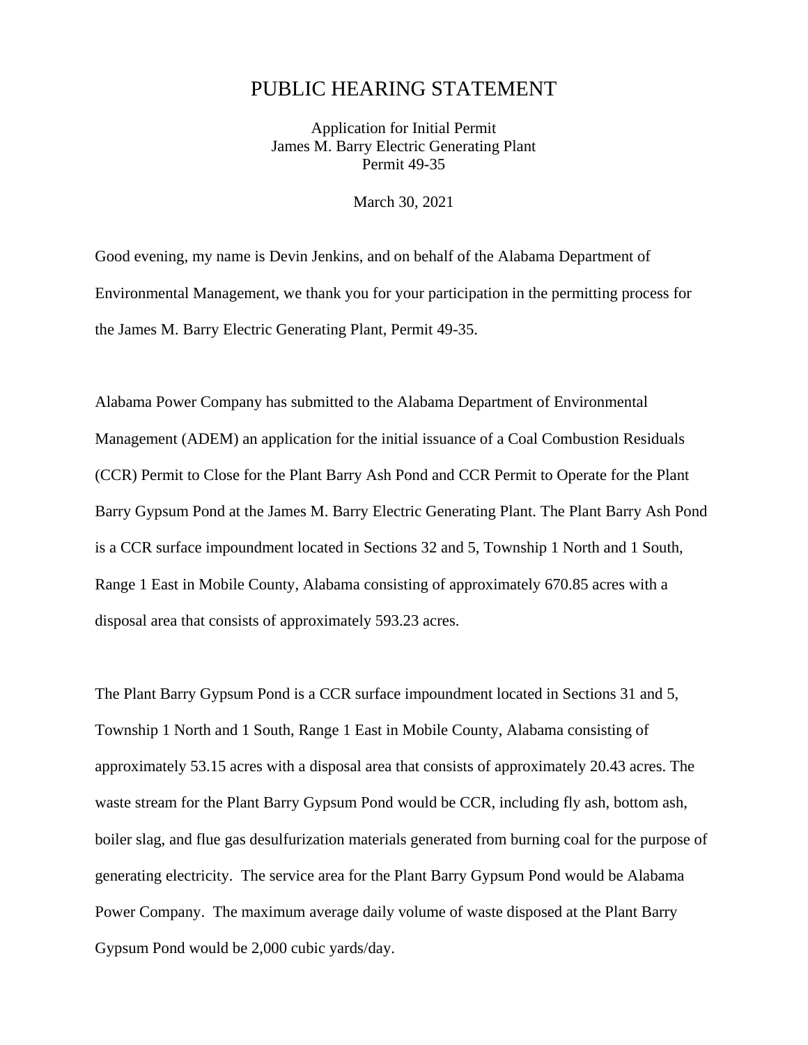# PUBLIC HEARING STATEMENT

Application for Initial Permit
James M. Barry Electric Generating Plant
Permit 49-35

March 30, 2021

Good evening, my name is Devin Jenkins, and on behalf of the Alabama Department of Environmental Management, we thank you for your participation in the permitting process for the James M. Barry Electric Generating Plant, Permit 49-35.

Alabama Power Company has submitted to the Alabama Department of Environmental Management (ADEM) an application for the initial issuance of a Coal Combustion Residuals (CCR) Permit to Close for the Plant Barry Ash Pond and CCR Permit to Operate for the Plant Barry Gypsum Pond at the James M. Barry Electric Generating Plant. The Plant Barry Ash Pond is a CCR surface impoundment located in Sections 32 and 5, Township 1 North and 1 South, Range 1 East in Mobile County, Alabama consisting of approximately 670.85 acres with a disposal area that consists of approximately 593.23 acres.

The Plant Barry Gypsum Pond is a CCR surface impoundment located in Sections 31 and 5, Township 1 North and 1 South, Range 1 East in Mobile County, Alabama consisting of approximately 53.15 acres with a disposal area that consists of approximately 20.43 acres. The waste stream for the Plant Barry Gypsum Pond would be CCR, including fly ash, bottom ash, boiler slag, and flue gas desulfurization materials generated from burning coal for the purpose of generating electricity. The service area for the Plant Barry Gypsum Pond would be Alabama Power Company. The maximum average daily volume of waste disposed at the Plant Barry Gypsum Pond would be 2,000 cubic yards/day.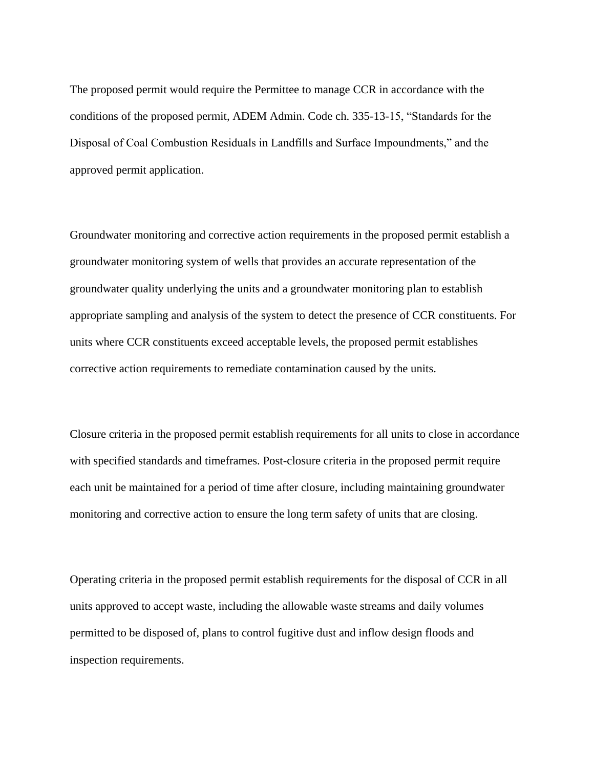The proposed permit would require the Permittee to manage CCR in accordance with the conditions of the proposed permit, ADEM Admin. Code ch. 335-13-15, “Standards for the Disposal of Coal Combustion Residuals in Landfills and Surface Impoundments,” and the approved permit application.

Groundwater monitoring and corrective action requirements in the proposed permit establish a groundwater monitoring system of wells that provides an accurate representation of the groundwater quality underlying the units and a groundwater monitoring plan to establish appropriate sampling and analysis of the system to detect the presence of CCR constituents. For units where CCR constituents exceed acceptable levels, the proposed permit establishes corrective action requirements to remediate contamination caused by the units.

Closure criteria in the proposed permit establish requirements for all units to close in accordance with specified standards and timeframes. Post-closure criteria in the proposed permit require each unit be maintained for a period of time after closure, including maintaining groundwater monitoring and corrective action to ensure the long term safety of units that are closing.

Operating criteria in the proposed permit establish requirements for the disposal of CCR in all units approved to accept waste, including the allowable waste streams and daily volumes permitted to be disposed of, plans to control fugitive dust and inflow design floods and inspection requirements.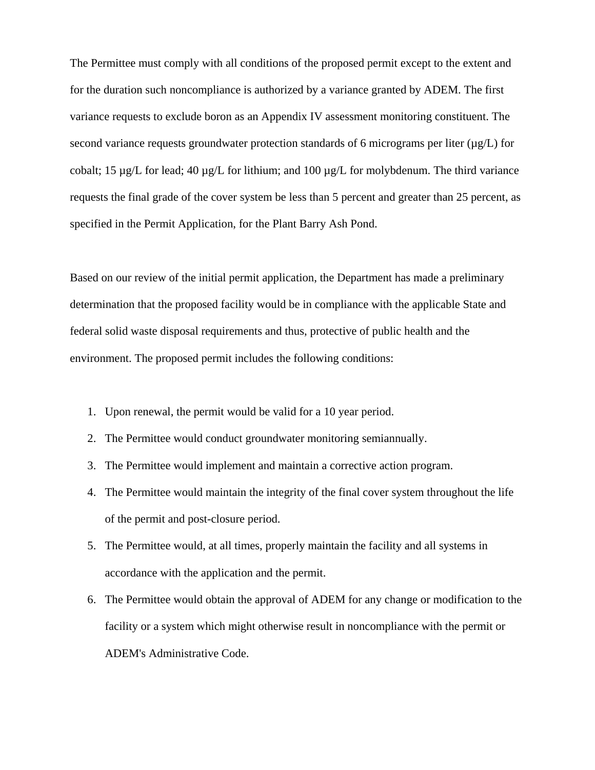The Permittee must comply with all conditions of the proposed permit except to the extent and for the duration such noncompliance is authorized by a variance granted by ADEM. The first variance requests to exclude boron as an Appendix IV assessment monitoring constituent. The second variance requests groundwater protection standards of 6 micrograms per liter (μg/L) for cobalt; 15 μg/L for lead; 40 μg/L for lithium; and 100 μg/L for molybdenum. The third variance requests the final grade of the cover system be less than 5 percent and greater than 25 percent, as specified in the Permit Application, for the Plant Barry Ash Pond.

Based on our review of the initial permit application, the Department has made a preliminary determination that the proposed facility would be in compliance with the applicable State and federal solid waste disposal requirements and thus, protective of public health and the environment. The proposed permit includes the following conditions:

1. Upon renewal, the permit would be valid for a 10 year period.
2. The Permittee would conduct groundwater monitoring semiannually.
3. The Permittee would implement and maintain a corrective action program.
4. The Permittee would maintain the integrity of the final cover system throughout the life of the permit and post-closure period.
5. The Permittee would, at all times, properly maintain the facility and all systems in accordance with the application and the permit.
6. The Permittee would obtain the approval of ADEM for any change or modification to the facility or a system which might otherwise result in noncompliance with the permit or ADEM's Administrative Code.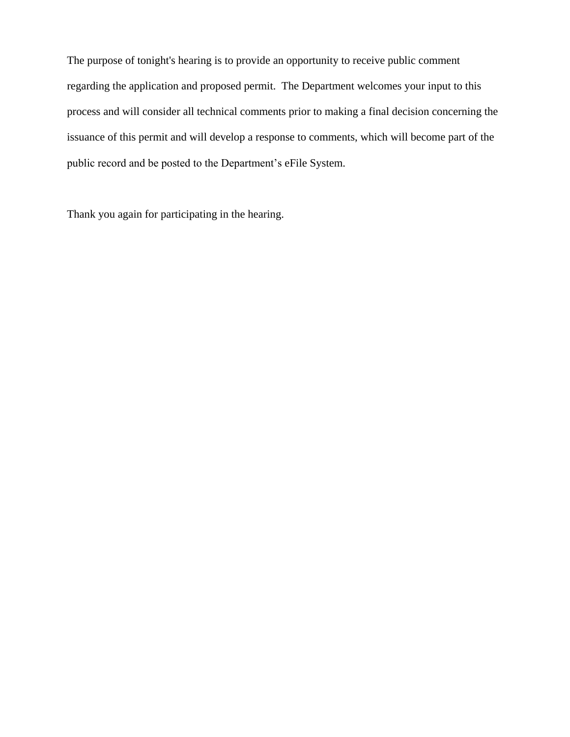The purpose of tonight's hearing is to provide an opportunity to receive public comment regarding the application and proposed permit.  The Department welcomes your input to this process and will consider all technical comments prior to making a final decision concerning the issuance of this permit and will develop a response to comments, which will become part of the public record and be posted to the Department's eFile System.

Thank you again for participating in the hearing.